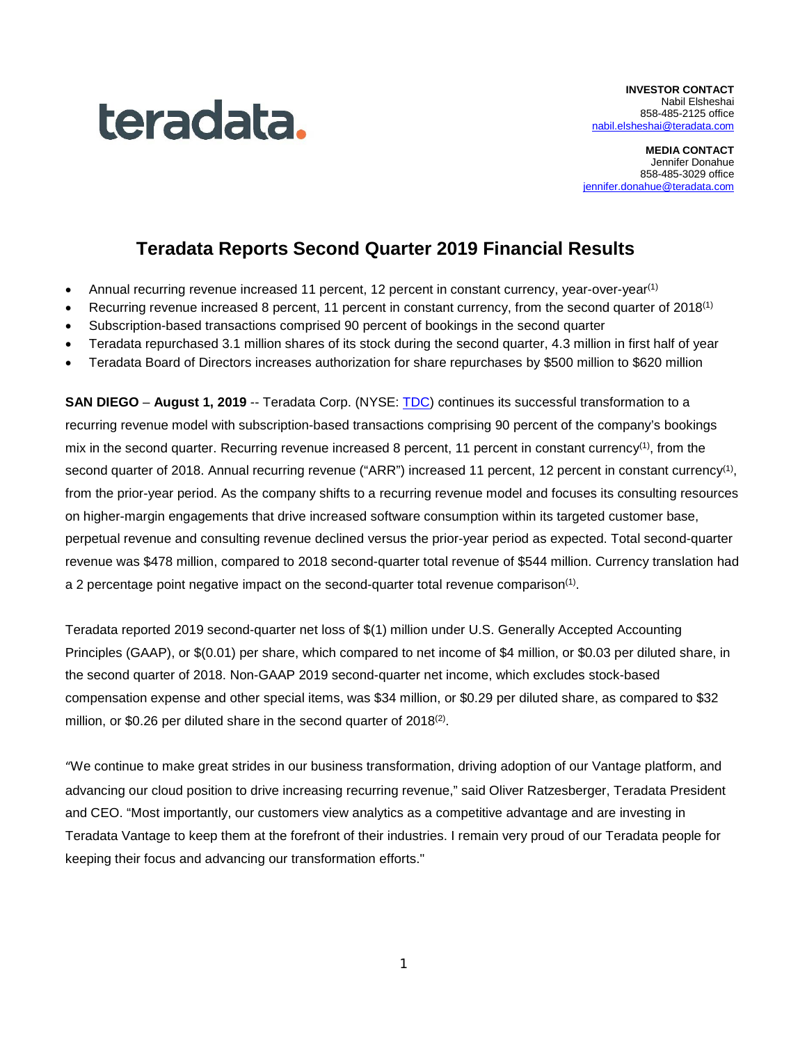teradata.

**INVESTOR CONTACT**
Nabil Elsheshai
858-485-2125 office
nabil.elsheshai@teradata.com

**MEDIA CONTACT**
Jennifer Donahue
858-485-3029 office
jennifer.donahue@teradata.com

# Teradata Reports Second Quarter 2019 Financial Results

- Annual recurring revenue increased 11 percent, 12 percent in constant currency, year-over-year[(1)]
- Recurring revenue increased 8 percent, 11 percent in constant currency, from the second quarter of 2018[(1)]
- Subscription-based transactions comprised 90 percent of bookings in the second quarter
- Teradata repurchased 3.1 million shares of its stock during the second quarter, 4.3 million in first half of year
- Teradata Board of Directors increases authorization for share repurchases by $500 million to $620 million

**SAN DIEGO** – **August 1, 2019** -- Teradata Corp. (NYSE: TDC) continues its successful transformation to a recurring revenue model with subscription-based transactions comprising 90 percent of the company's bookings mix in the second quarter. Recurring revenue increased 8 percent, 11 percent in constant currency[(1)], from the second quarter of 2018. Annual recurring revenue ("ARR") increased 11 percent, 12 percent in constant currency[(1)], from the prior-year period. As the company shifts to a recurring revenue model and focuses its consulting resources on higher-margin engagements that drive increased software consumption within its targeted customer base, perpetual revenue and consulting revenue declined versus the prior-year period as expected. Total second-quarter revenue was $478 million, compared to 2018 second-quarter total revenue of $544 million. Currency translation had a 2 percentage point negative impact on the second-quarter total revenue comparison[(1)].

Teradata reported 2019 second-quarter net loss of $(1) million under U.S. Generally Accepted Accounting Principles (GAAP), or $(0.01) per share, which compared to net income of $4 million, or $0.03 per diluted share, in the second quarter of 2018. Non-GAAP 2019 second-quarter net income, which excludes stock-based compensation expense and other special items, was $34 million, or $0.29 per diluted share, as compared to $32 million, or $0.26 per diluted share in the second quarter of 2018[(2)].

"We continue to make great strides in our business transformation, driving adoption of our Vantage platform, and advancing our cloud position to drive increasing recurring revenue," said Oliver Ratzesberger, Teradata President and CEO. "Most importantly, our customers view analytics as a competitive advantage and are investing in Teradata Vantage to keep them at the forefront of their industries. I remain very proud of our Teradata people for keeping their focus and advancing our transformation efforts."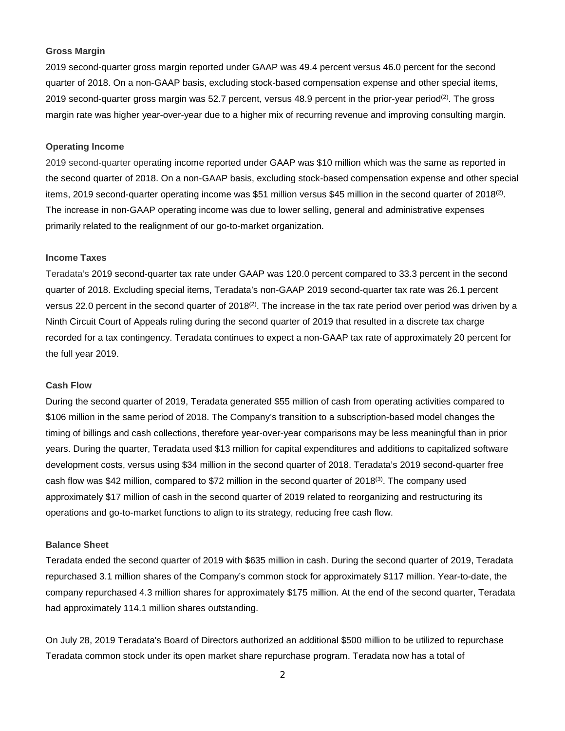**Gross Margin**

2019 second-quarter gross margin reported under GAAP was 49.4 percent versus 46.0 percent for the second quarter of 2018. On a non-GAAP basis, excluding stock-based compensation expense and other special items, 2019 second-quarter gross margin was 52.7 percent, versus 48.9 percent in the prior-year period(2). The gross margin rate was higher year-over-year due to a higher mix of recurring revenue and improving consulting margin.

**Operating Income**

2019 second-quarter operating income reported under GAAP was $10 million which was the same as reported in the second quarter of 2018. On a non-GAAP basis, excluding stock-based compensation expense and other special items, 2019 second-quarter operating income was $51 million versus $45 million in the second quarter of 2018(2). The increase in non-GAAP operating income was due to lower selling, general and administrative expenses primarily related to the realignment of our go-to-market organization.

**Income Taxes**

Teradata's 2019 second-quarter tax rate under GAAP was 120.0 percent compared to 33.3 percent in the second quarter of 2018. Excluding special items, Teradata's non-GAAP 2019 second-quarter tax rate was 26.1 percent versus 22.0 percent in the second quarter of 2018(2). The increase in the tax rate period over period was driven by a Ninth Circuit Court of Appeals ruling during the second quarter of 2019 that resulted in a discrete tax charge recorded for a tax contingency. Teradata continues to expect a non-GAAP tax rate of approximately 20 percent for the full year 2019.

**Cash Flow**

During the second quarter of 2019, Teradata generated $55 million of cash from operating activities compared to $106 million in the same period of 2018. The Company's transition to a subscription-based model changes the timing of billings and cash collections, therefore year-over-year comparisons may be less meaningful than in prior years. During the quarter, Teradata used $13 million for capital expenditures and additions to capitalized software development costs, versus using $34 million in the second quarter of 2018. Teradata's 2019 second-quarter free cash flow was $42 million, compared to $72 million in the second quarter of 2018(3). The company used approximately $17 million of cash in the second quarter of 2019 related to reorganizing and restructuring its operations and go-to-market functions to align to its strategy, reducing free cash flow.

**Balance Sheet**

Teradata ended the second quarter of 2019 with $635 million in cash. During the second quarter of 2019, Teradata repurchased 3.1 million shares of the Company's common stock for approximately $117 million. Year-to-date, the company repurchased 4.3 million shares for approximately $175 million. At the end of the second quarter, Teradata had approximately 114.1 million shares outstanding.

On July 28, 2019 Teradata's Board of Directors authorized an additional $500 million to be utilized to repurchase Teradata common stock under its open market share repurchase program. Teradata now has a total of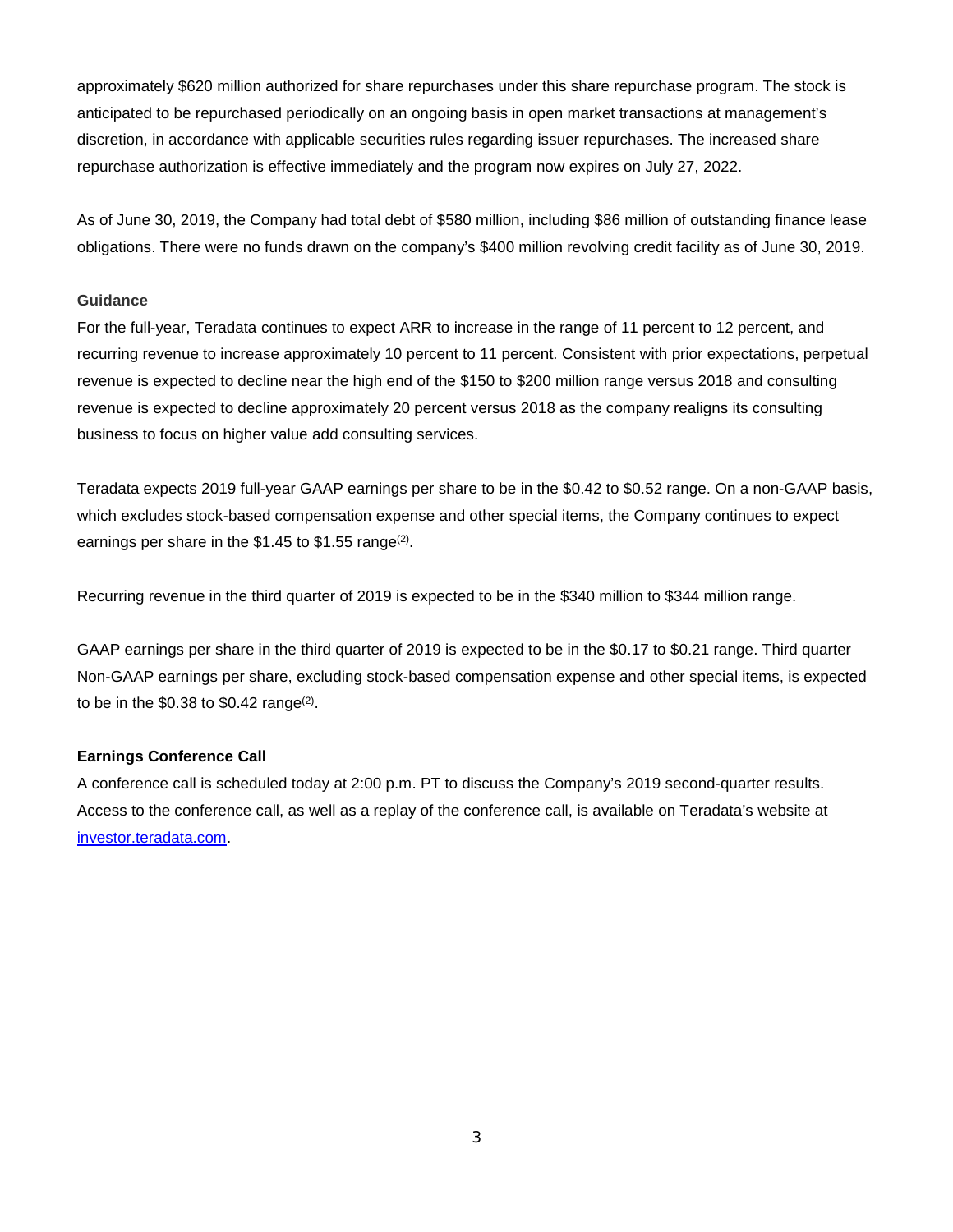approximately $620 million authorized for share repurchases under this share repurchase program. The stock is anticipated to be repurchased periodically on an ongoing basis in open market transactions at management's discretion, in accordance with applicable securities rules regarding issuer repurchases. The increased share repurchase authorization is effective immediately and the program now expires on July 27, 2022.

As of June 30, 2019, the Company had total debt of $580 million, including $86 million of outstanding finance lease obligations. There were no funds drawn on the company's $400 million revolving credit facility as of June 30, 2019.

### Guidance

For the full-year, Teradata continues to expect ARR to increase in the range of 11 percent to 12 percent, and recurring revenue to increase approximately 10 percent to 11 percent. Consistent with prior expectations, perpetual revenue is expected to decline near the high end of the $150 to $200 million range versus 2018 and consulting revenue is expected to decline approximately 20 percent versus 2018 as the company realigns its consulting business to focus on higher value add consulting services.

Teradata expects 2019 full-year GAAP earnings per share to be in the $0.42 to $0.52 range. On a non-GAAP basis, which excludes stock-based compensation expense and other special items, the Company continues to expect earnings per share in the $1.45 to $1.55 range(2).

Recurring revenue in the third quarter of 2019 is expected to be in the $340 million to $344 million range.

GAAP earnings per share in the third quarter of 2019 is expected to be in the $0.17 to $0.21 range. Third quarter Non-GAAP earnings per share, excluding stock-based compensation expense and other special items, is expected to be in the $0.38 to $0.42 range(2).

### Earnings Conference Call

A conference call is scheduled today at 2:00 p.m. PT to discuss the Company's 2019 second-quarter results. Access to the conference call, as well as a replay of the conference call, is available on Teradata's website at investor.teradata.com.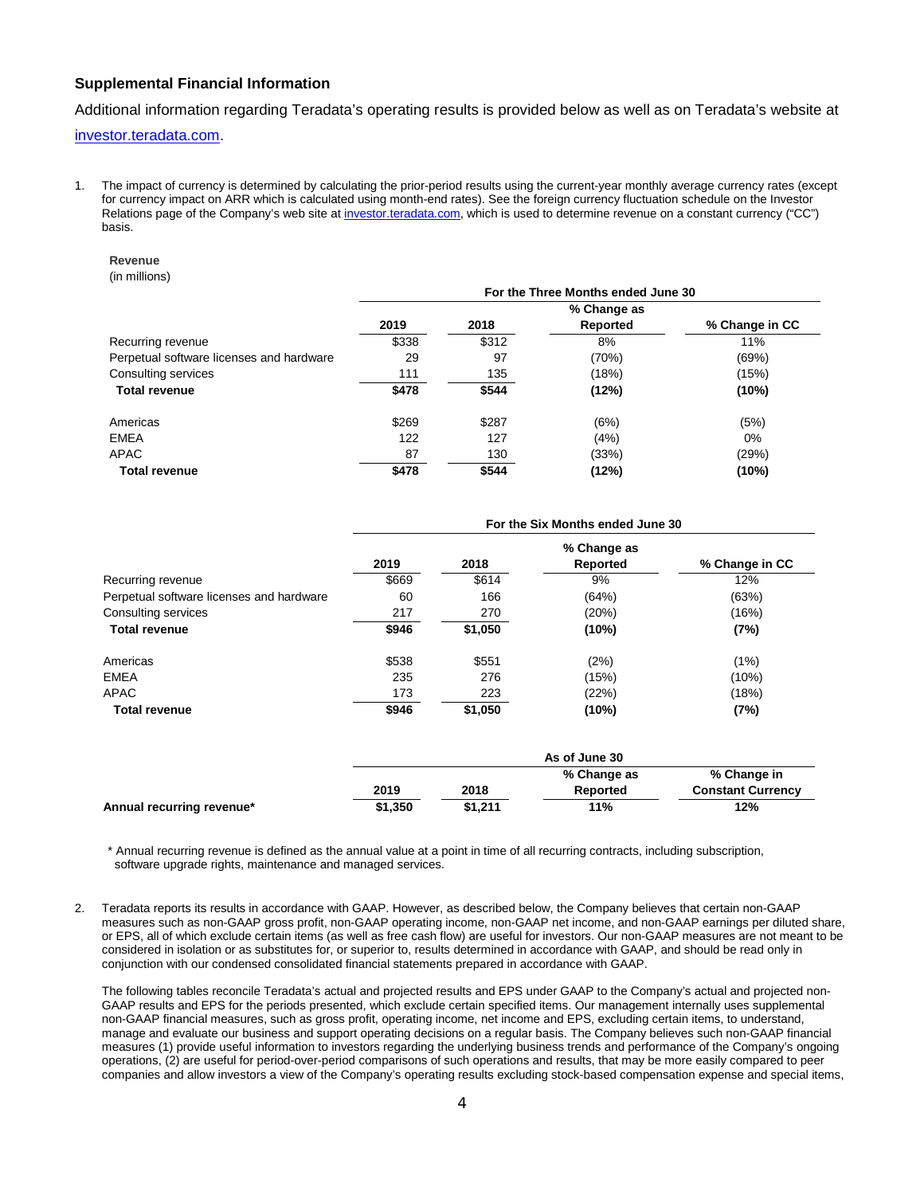## Supplemental Financial Information

Additional information regarding Teradata's operating results is provided below as well as on Teradata's website at [investor.teradata.com](investor.teradata.com).

1. The impact of currency is determined by calculating the prior-period results using the current-year monthly average currency rates (except for currency impact on ARR which is calculated using month-end rates). See the foreign currency fluctuation schedule on the Investor Relations page of the Company's web site at investor.teradata.com, which is used to determine revenue on a constant currency ("CC") basis.

**Revenue**
(in millions)

| | For the Three Months ended June 30 | | | |
|---|---|---|---|---|
| | **2019** | **2018** | **% Change as Reported** | **% Change in CC** |
| Recurring revenue | $338 | $312 | 8% | 11% |
| Perpetual software licenses and hardware | 29 | 97 | (70%) | (69%) |
| Consulting services | 111 | 135 | (18%) | (15%) |
| **Total revenue** | **$478** | **$544** | **(12%)** | **(10%)** |
| | | | | |
| Americas | $269 | $287 | (6%) | (5%) |
| EMEA | 122 | 127 | (4%) | 0% |
| APAC | 87 | 130 | (33%) | (29%) |
| **Total revenue** | **$478** | **$544** | **(12%)** | **(10%)** |

| | For the Six Months ended June 30 | | | |
|---|---|---|---|---|
| | **2019** | **2018** | **% Change as Reported** | **% Change in CC** |
| Recurring revenue | $669 | $614 | 9% | 12% |
| Perpetual software licenses and hardware | 60 | 166 | (64%) | (63%) |
| Consulting services | 217 | 270 | (20%) | (16%) |
| **Total revenue** | **$946** | **$1,050** | **(10%)** | **(7%)** |
| | | | | |
| Americas | $538 | $551 | (2%) | (1%) |
| EMEA | 235 | 276 | (15%) | (10%) |
| APAC | 173 | 223 | (22%) | (18%) |
| **Total revenue** | **$946** | **$1,050** | **(10%)** | **(7%)** |

| | As of June 30 | | | |
|---|---|---|---|---|
| | **2019** | **2018** | **% Change as Reported** | **% Change in Constant Currency** |
| **Annual recurring revenue*** | **$1,350** | **$1,211** | **11%** | **12%** |

\* Annual recurring revenue is defined as the annual value at a point in time of all recurring contracts, including subscription, software upgrade rights, maintenance and managed services.

2. Teradata reports its results in accordance with GAAP. However, as described below, the Company believes that certain non-GAAP measures such as non-GAAP gross profit, non-GAAP operating income, non-GAAP net income, and non-GAAP earnings per diluted share, or EPS, all of which exclude certain items (as well as free cash flow) are useful for investors. Our non-GAAP measures are not meant to be considered in isolation or as substitutes for, or superior to, results determined in accordance with GAAP, and should be read only in conjunction with our condensed consolidated financial statements prepared in accordance with GAAP.

   The following tables reconcile Teradata's actual and projected results and EPS under GAAP to the Company's actual and projected non-GAAP results and EPS for the periods presented, which exclude certain specified items. Our management internally uses supplemental non-GAAP financial measures, such as gross profit, operating income, net income and EPS, excluding certain items, to understand, manage and evaluate our business and support operating decisions on a regular basis. The Company believes such non-GAAP financial measures (1) provide useful information to investors regarding the underlying business trends and performance of the Company's ongoing operations, (2) are useful for period-over-period comparisons of such operations and results, that may be more easily compared to peer companies and allow investors a view of the Company's operating results excluding stock-based compensation expense and special items,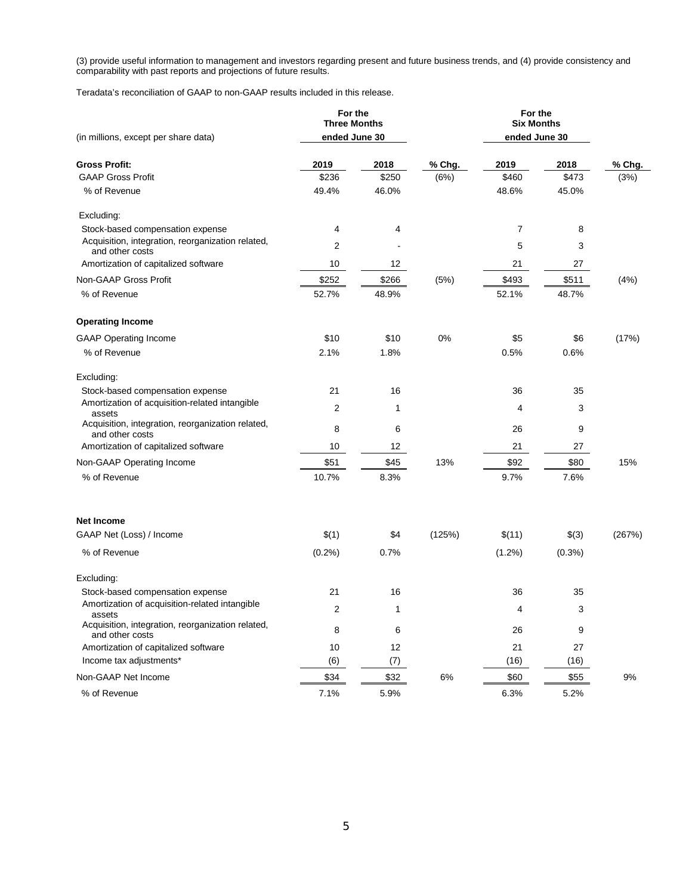(3) provide useful information to management and investors regarding present and future business trends, and (4) provide consistency and comparability with past reports and projections of future results.

Teradata's reconciliation of GAAP to non-GAAP results included in this release.

| (in millions, except per share data) | For the Three Months ended June 30 | | | For the Six Months ended June 30 | | |
|---|---|---|---|---|---|---|
| **Gross Profit:** | **2019** | **2018** | **% Chg.** | **2019** | **2018** | **% Chg.** |
| GAAP Gross Profit | $236 | $250 | (6%) | $460 | $473 | (3%) |
| % of Revenue | 49.4% | 46.0% | | 48.6% | 45.0% | |
| Excluding: | | | | | | |
| Stock-based compensation expense | 4 | 4 | | 7 | 8 | |
| Acquisition, integration, reorganization related, and other costs | 2 | - | | 5 | 3 | |
| Amortization of capitalized software | 10 | 12 | | 21 | 27 | |
| Non-GAAP Gross Profit | $252 | $266 | (5%) | $493 | $511 | (4%) |
| % of Revenue | 52.7% | 48.9% | | 52.1% | 48.7% | |
| **Operating Income** | | | | | | |
| GAAP Operating Income | $10 | $10 | 0% | $5 | $6 | (17%) |
| % of Revenue | 2.1% | 1.8% | | 0.5% | 0.6% | |
| Excluding: | | | | | | |
| Stock-based compensation expense | 21 | 16 | | 36 | 35 | |
| Amortization of acquisition-related intangible assets | 2 | 1 | | 4 | 3 | |
| Acquisition, integration, reorganization related, and other costs | 8 | 6 | | 26 | 9 | |
| Amortization of capitalized software | 10 | 12 | | 21 | 27 | |
| Non-GAAP Operating Income | $51 | $45 | 13% | $92 | $80 | 15% |
| % of Revenue | 10.7% | 8.3% | | 9.7% | 7.6% | |
| **Net Income** | | | | | | |
| GAAP Net (Loss) / Income | $(1) | $4 | (125%) | $(11) | $(3) | (267%) |
| % of Revenue | (0.2%) | 0.7% | | (1.2%) | (0.3%) | |
| Excluding: | | | | | | |
| Stock-based compensation expense | 21 | 16 | | 36 | 35 | |
| Amortization of acquisition-related intangible assets | 2 | 1 | | 4 | 3 | |
| Acquisition, integration, reorganization related, and other costs | 8 | 6 | | 26 | 9 | |
| Amortization of capitalized software | 10 | 12 | | 21 | 27 | |
| Income tax adjustments* | (6) | (7) | | (16) | (16) | |
| Non-GAAP Net Income | $34 | $32 | 6% | $60 | $55 | 9% |
| % of Revenue | 7.1% | 5.9% | | 6.3% | 5.2% | |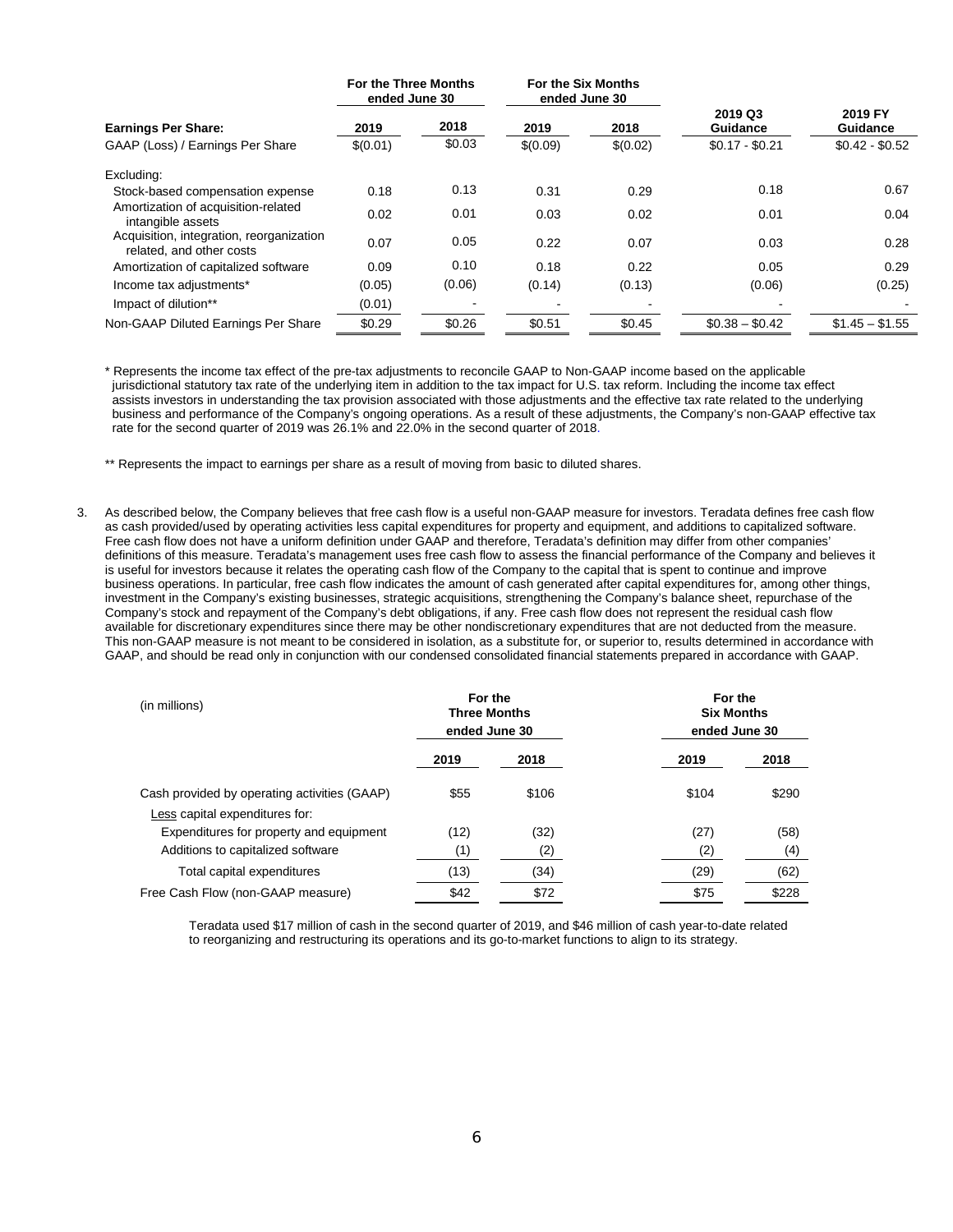| Earnings Per Share: | For the Three Months ended June 30 2019 | 2018 | For the Six Months ended June 30 2019 | 2018 | 2019 Q3 Guidance | 2019 FY Guidance |
|---|---|---|---|---|---|---|
| GAAP (Loss) / Earnings Per Share | $(0.01) | $0.03 | $(0.09) | $(0.02) | $0.17 - $0.21 | $0.42 - $0.52 |
| Excluding: | | | | | | |
| Stock-based compensation expense | 0.18 | 0.13 | 0.31 | 0.29 | 0.18 | 0.67 |
| Amortization of acquisition-related intangible assets | 0.02 | 0.01 | 0.03 | 0.02 | 0.01 | 0.04 |
| Acquisition, integration, reorganization related, and other costs | 0.07 | 0.05 | 0.22 | 0.07 | 0.03 | 0.28 |
| Amortization of capitalized software | 0.09 | 0.10 | 0.18 | 0.22 | 0.05 | 0.29 |
| Income tax adjustments* | (0.05) | (0.06) | (0.14) | (0.13) | (0.06) | (0.25) |
| Impact of dilution** | (0.01) | - | - | - | - | - |
| Non-GAAP Diluted Earnings Per Share | $0.29 | $0.26 | $0.51 | $0.45 | $0.38 – $0.42 | $1.45 – $1.55 |

\* Represents the income tax effect of the pre-tax adjustments to reconcile GAAP to Non-GAAP income based on the applicable jurisdictional statutory tax rate of the underlying item in addition to the tax impact for U.S. tax reform. Including the income tax effect assists investors in understanding the tax provision associated with those adjustments and the effective tax rate related to the underlying business and performance of the Company's ongoing operations. As a result of these adjustments, the Company's non-GAAP effective tax rate for the second quarter of 2019 was 26.1% and 22.0% in the second quarter of 2018.

\*\* Represents the impact to earnings per share as a result of moving from basic to diluted shares.

3. As described below, the Company believes that free cash flow is a useful non-GAAP measure for investors. Teradata defines free cash flow as cash provided/used by operating activities less capital expenditures for property and equipment, and additions to capitalized software. Free cash flow does not have a uniform definition under GAAP and therefore, Teradata's definition may differ from other companies' definitions of this measure. Teradata's management uses free cash flow to assess the financial performance of the Company and believes it is useful for investors because it relates the operating cash flow of the Company to the capital that is spent to continue and improve business operations. In particular, free cash flow indicates the amount of cash generated after capital expenditures for, among other things, investment in the Company's existing businesses, strategic acquisitions, strengthening the Company's balance sheet, repurchase of the Company's stock and repayment of the Company's debt obligations, if any. Free cash flow does not represent the residual cash flow available for discretionary expenditures since there may be other nondiscretionary expenditures that are not deducted from the measure. This non-GAAP measure is not meant to be considered in isolation, as a substitute for, or superior to, results determined in accordance with GAAP, and should be read only in conjunction with our condensed consolidated financial statements prepared in accordance with GAAP.

| (in millions) | For the Three Months ended June 30 2019 | 2018 | For the Six Months ended June 30 2019 | 2018 |
|---|---|---|---|---|
| Cash provided by operating activities (GAAP) | $55 | $106 | $104 | $290 |
| Less capital expenditures for: | | | | |
| Expenditures for property and equipment | (12) | (32) | (27) | (58) |
| Additions to capitalized software | (1) | (2) | (2) | (4) |
| Total capital expenditures | (13) | (34) | (29) | (62) |
| Free Cash Flow (non-GAAP measure) | $42 | $72 | $75 | $228 |

Teradata used $17 million of cash in the second quarter of 2019, and $46 million of cash year-to-date related to reorganizing and restructuring its operations and its go-to-market functions to align to its strategy.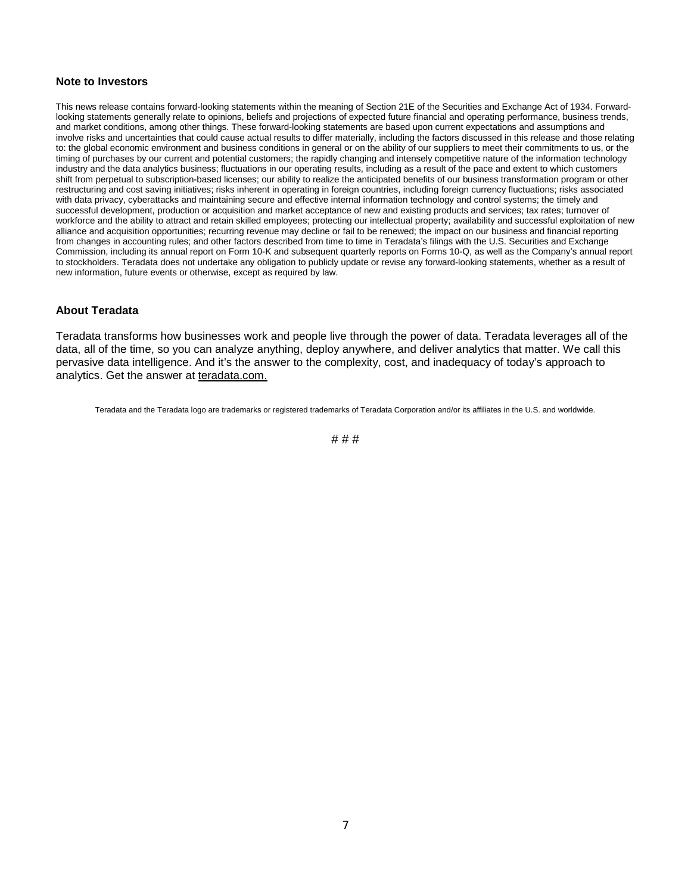### Note to Investors

This news release contains forward-looking statements within the meaning of Section 21E of the Securities and Exchange Act of 1934. Forward-looking statements generally relate to opinions, beliefs and projections of expected future financial and operating performance, business trends, and market conditions, among other things. These forward-looking statements are based upon current expectations and assumptions and involve risks and uncertainties that could cause actual results to differ materially, including the factors discussed in this release and those relating to: the global economic environment and business conditions in general or on the ability of our suppliers to meet their commitments to us, or the timing of purchases by our current and potential customers; the rapidly changing and intensely competitive nature of the information technology industry and the data analytics business; fluctuations in our operating results, including as a result of the pace and extent to which customers shift from perpetual to subscription-based licenses; our ability to realize the anticipated benefits of our business transformation program or other restructuring and cost saving initiatives; risks inherent in operating in foreign countries, including foreign currency fluctuations; risks associated with data privacy, cyberattacks and maintaining secure and effective internal information technology and control systems; the timely and successful development, production or acquisition and market acceptance of new and existing products and services; tax rates; turnover of workforce and the ability to attract and retain skilled employees; protecting our intellectual property; availability and successful exploitation of new alliance and acquisition opportunities; recurring revenue may decline or fail to be renewed; the impact on our business and financial reporting from changes in accounting rules; and other factors described from time to time in Teradata's filings with the U.S. Securities and Exchange Commission, including its annual report on Form 10-K and subsequent quarterly reports on Forms 10-Q, as well as the Company's annual report to stockholders. Teradata does not undertake any obligation to publicly update or revise any forward-looking statements, whether as a result of new information, future events or otherwise, except as required by law.

### About Teradata

Teradata transforms how businesses work and people live through the power of data. Teradata leverages all of the data, all of the time, so you can analyze anything, deploy anywhere, and deliver analytics that matter. We call this pervasive data intelligence. And it's the answer to the complexity, cost, and inadequacy of today's approach to analytics. Get the answer at teradata.com.

Teradata and the Teradata logo are trademarks or registered trademarks of Teradata Corporation and/or its affiliates in the U.S. and worldwide.

# # #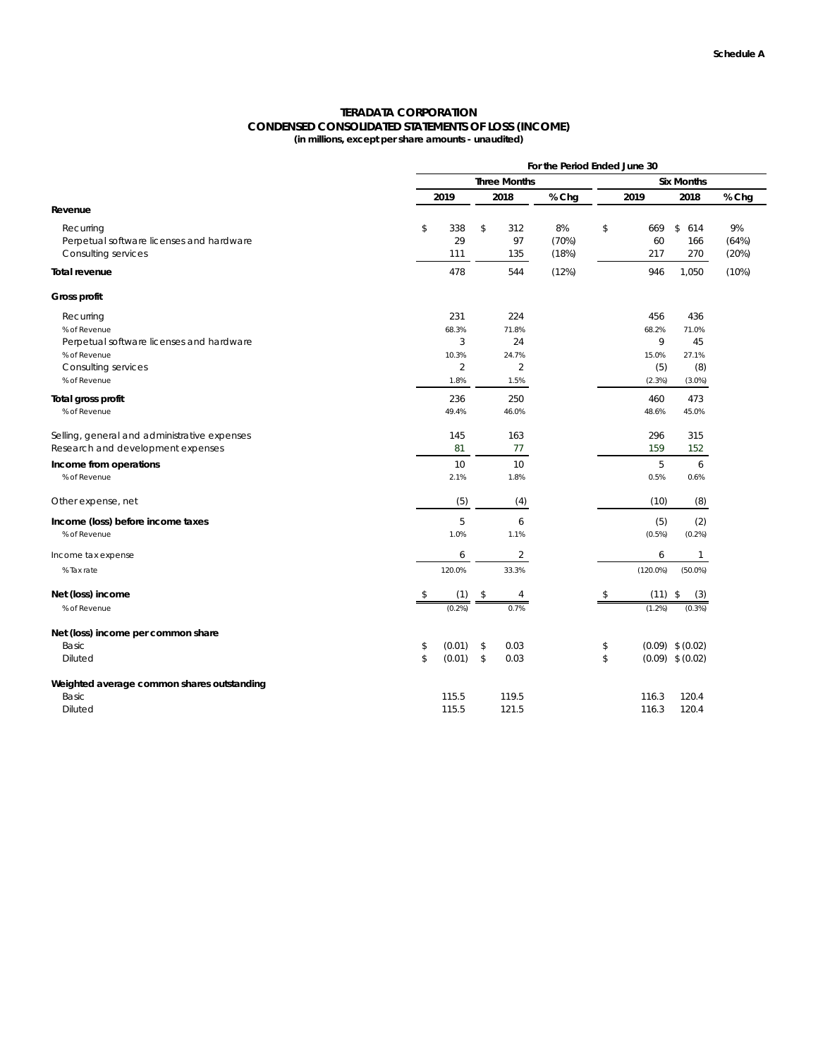**Schedule A**

# TERADATA CORPORATION
## CONDENSED CONSOLIDATED STATEMENTS OF LOSS (INCOME)
**(in millions, except per share amounts - unaudited)**

| | For the Period Ended June 30 | | | | | |
|---|---|---|---|---|---|---|
| | Three Months | | | Six Months | | |
| | 2019 | 2018 | % Chg | 2019 | 2018 | % Chg |
| **Revenue** | | | | | | |
| Recurring | $ 338 | $ 312 | 8% | $ 669 | $ 614 | 9% |
| Perpetual software licenses and hardware | 29 | 97 | (70%) | 60 | 166 | (64%) |
| Consulting services | 111 | 135 | (18%) | 217 | 270 | (20%) |
| **Total revenue** | 478 | 544 | (12%) | 946 | 1,050 | (10%) |
| **Gross profit** | | | | | | |
| Recurring | 231 | 224 | | 456 | 436 | |
| % of Revenue | 68.3% | 71.8% | | 68.2% | 71.0% | |
| Perpetual software licenses and hardware | 3 | 24 | | 9 | 45 | |
| % of Revenue | 10.3% | 24.7% | | 15.0% | 27.1% | |
| Consulting services | 2 | 2 | | (5) | (8) | |
| % of Revenue | 1.8% | 1.5% | | (2.3%) | (3.0%) | |
| **Total gross profit** | 236 | 250 | | 460 | 473 | |
| % of Revenue | 49.4% | 46.0% | | 48.6% | 45.0% | |
| Selling, general and administrative expenses | 145 | 163 | | 296 | 315 | |
| Research and development expenses | 81 | 77 | | 159 | 152 | |
| **Income from operations** | 10 | 10 | | 5 | 6 | |
| % of Revenue | 2.1% | 1.8% | | 0.5% | 0.6% | |
| Other expense, net | (5) | (4) | | (10) | (8) | |
| **Income (loss) before income taxes** | 5 | 6 | | (5) | (2) | |
| % of Revenue | 1.0% | 1.1% | | (0.5%) | (0.2%) | |
| Income tax expense | 6 | 2 | | 6 | 1 | |
| % Tax rate | 120.0% | 33.3% | | (120.0%) | (50.0%) | |
| **Net (loss) income** | $ (1) | $ 4 | | $ (11) | $ (3) | |
| % of Revenue | (0.2%) | 0.7% | | (1.2%) | (0.3%) | |
| **Net (loss) income per common share** | | | | | | |
| Basic | $ (0.01) | $ 0.03 | | $ (0.09) | $ (0.02) | |
| Diluted | $ (0.01) | $ 0.03 | | $ (0.09) | $ (0.02) | |
| **Weighted average common shares outstanding** | | | | | | |
| Basic | 115.5 | 119.5 | | 116.3 | 120.4 | |
| Diluted | 115.5 | 121.5 | | 116.3 | 120.4 | |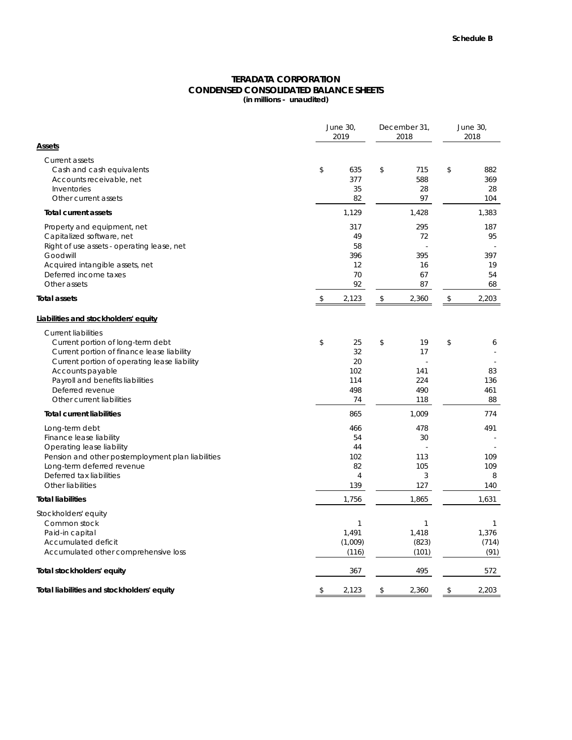Schedule B

# TERADATA CORPORATION
## CONDENSED CONSOLIDATED BALANCE SHEETS
**(in millions - unaudited)**

| | June 30, 2019 | December 31, 2018 | June 30, 2018 |
|---|---|---|---|
| **Assets** | | | |
| Current assets | | | |
| Cash and cash equivalents | $ 635 | $ 715 | $ 882 |
| Accounts receivable, net | 377 | 588 | 369 |
| Inventories | 35 | 28 | 28 |
| Other current assets | 82 | 97 | 104 |
| **Total current assets** | 1,129 | 1,428 | 1,383 |
| Property and equipment, net | 317 | 295 | 187 |
| Capitalized software, net | 49 | 72 | 95 |
| Right of use assets - operating lease, net | 58 | - | - |
| Goodwill | 396 | 395 | 397 |
| Acquired intangible assets, net | 12 | 16 | 19 |
| Deferred income taxes | 70 | 67 | 54 |
| Other assets | 92 | 87 | 68 |
| **Total assets** | $ 2,123 | $ 2,360 | $ 2,203 |
| **Liabilities and stockholders' equity** | | | |
| Current liabilities | | | |
| Current portion of long-term debt | $ 25 | $ 19 | $ 6 |
| Current portion of finance lease liability | 32 | 17 | - |
| Current portion of operating lease liability | 20 | - | - |
| Accounts payable | 102 | 141 | 83 |
| Payroll and benefits liabilities | 114 | 224 | 136 |
| Deferred revenue | 498 | 490 | 461 |
| Other current liabilities | 74 | 118 | 88 |
| **Total current liabilities** | 865 | 1,009 | 774 |
| Long-term debt | 466 | 478 | 491 |
| Finance lease liability | 54 | 30 | - |
| Operating lease liability | 44 | - | - |
| Pension and other postemployment plan liabilities | 102 | 113 | 109 |
| Long-term deferred revenue | 82 | 105 | 109 |
| Deferred tax liabilities | 4 | 3 | 8 |
| Other liabilities | 139 | 127 | 140 |
| **Total liabilities** | 1,756 | 1,865 | 1,631 |
| Stockholders' equity | | | |
| Common stock | 1 | 1 | 1 |
| Paid-in capital | 1,491 | 1,418 | 1,376 |
| Accumulated deficit | (1,009) | (823) | (714) |
| Accumulated other comprehensive loss | (116) | (101) | (91) |
| **Total stockholders' equity** | 367 | 495 | 572 |
| **Total liabilities and stockholders' equity** | $ 2,123 | $ 2,360 | $ 2,203 |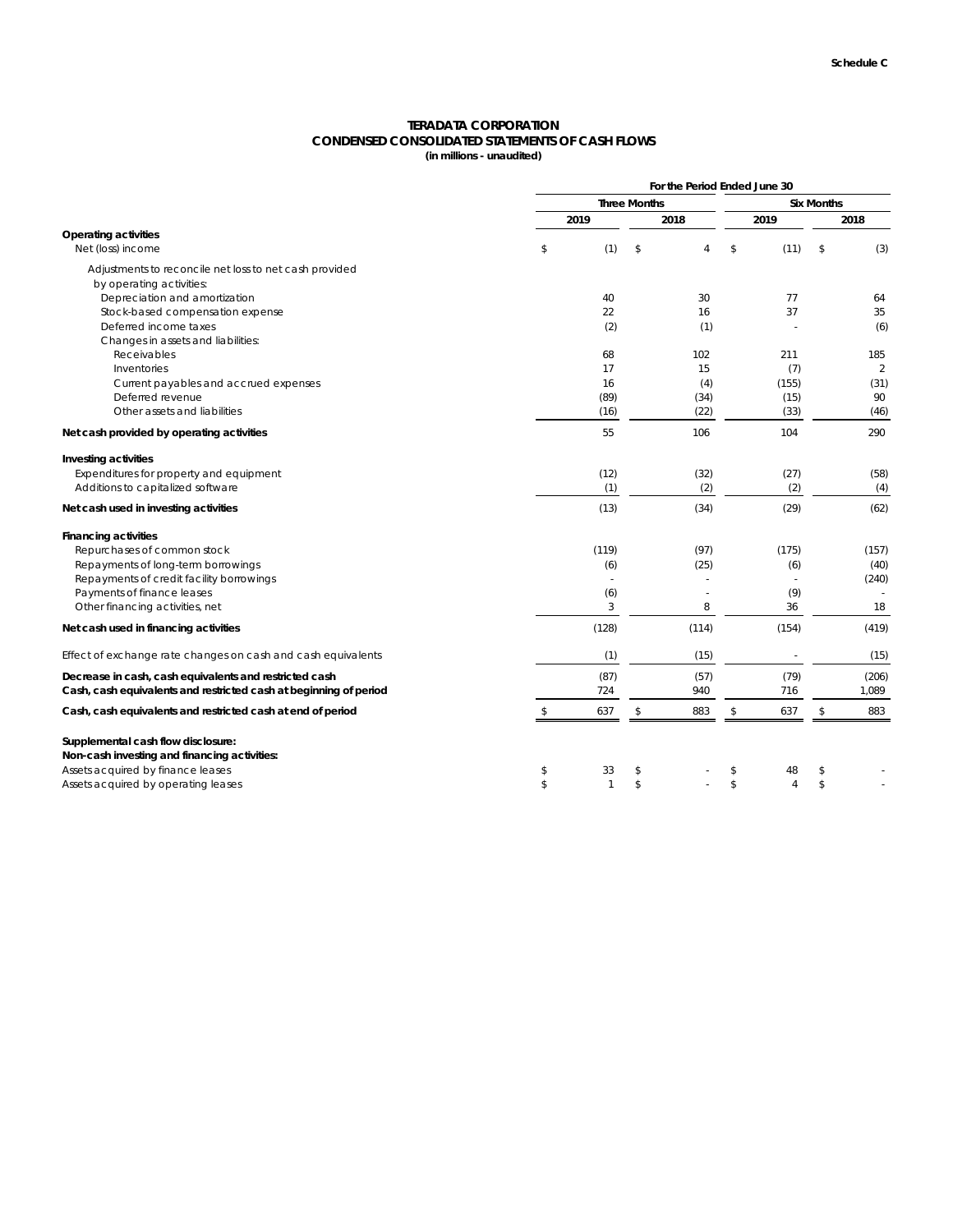Schedule C

# TERADATA CORPORATION
## CONDENSED CONSOLIDATED STATEMENTS OF CASH FLOWS
**(in millions - unaudited)**

| | For the Period Ended June 30 | | | |
|---|---|---|---|---|
| | Three Months | | Six Months | |
| | 2019 | 2018 | 2019 | 2018 |
| **Operating activities** | | | | |
| Net (loss) income | $ (1) | $ 4 | $ (11) | $ (3) |
| Adjustments to reconcile net loss to net cash provided by operating activities: | | | | |
| Depreciation and amortization | 40 | 30 | 77 | 64 |
| Stock-based compensation expense | 22 | 16 | 37 | 35 |
| Deferred income taxes | (2) | (1) | - | (6) |
| Changes in assets and liabilities: | | | | |
| Receivables | 68 | 102 | 211 | 185 |
| Inventories | 17 | 15 | (7) | 2 |
| Current payables and accrued expenses | 16 | (4) | (155) | (31) |
| Deferred revenue | (89) | (34) | (15) | 90 |
| Other assets and liabilities | (16) | (22) | (33) | (46) |
| **Net cash provided by operating activities** | 55 | 106 | 104 | 290 |
| **Investing activities** | | | | |
| Expenditures for property and equipment | (12) | (32) | (27) | (58) |
| Additions to capitalized software | (1) | (2) | (2) | (4) |
| **Net cash used in investing activities** | (13) | (34) | (29) | (62) |
| **Financing activities** | | | | |
| Repurchases of common stock | (119) | (97) | (175) | (157) |
| Repayments of long-term borrowings | (6) | (25) | (6) | (40) |
| Repayments of credit facility borrowings | - | - | - | (240) |
| Payments of finance leases | (6) | - | (9) | - |
| Other financing activities, net | 3 | 8 | 36 | 18 |
| **Net cash used in financing activities** | (128) | (114) | (154) | (419) |
| Effect of exchange rate changes on cash and cash equivalents | (1) | (15) | - | (15) |
| **Decrease in cash, cash equivalents and restricted cash** | (87) | (57) | (79) | (206) |
| **Cash, cash equivalents and restricted cash at beginning of period** | 724 | 940 | 716 | 1,089 |
| **Cash, cash equivalents and restricted cash at end of period** | $ 637 | $ 883 | $ 637 | $ 883 |
| **Supplemental cash flow disclosure:** | | | | |
| **Non-cash investing and financing activities:** | | | | |
| Assets acquired by finance leases | $ 33 | $ - | $ 48 | $ - |
| Assets acquired by operating leases | $ 1 | $ - | $ 4 | $ - |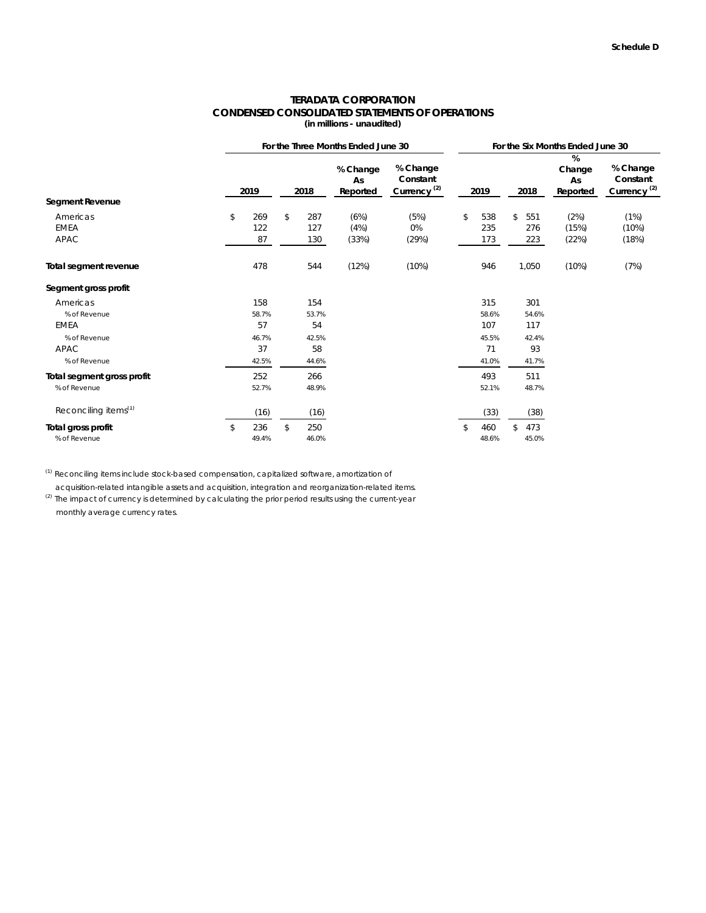Schedule D

# TERADATA CORPORATION
## CONDENSED CONSOLIDATED STATEMENTS OF OPERATIONS
**(in millions - unaudited)**

| | For the Three Months Ended June 30 | | | | For the Six Months Ended June 30 | | | |
|---|---|---|---|---|---|---|---|---|
| | 2019 | 2018 | % Change As Reported | % Change Constant Currency [(2)] | 2019 | 2018 | % Change As Reported | % Change Constant Currency [(2)] |
| **Segment Revenue** | | | | | | | | |
| Americas | $ 269 | $ 287 | (6%) | (5%) | $ 538 | $ 551 | (2%) | (1%) |
| EMEA | 122 | 127 | (4%) | 0% | 235 | 276 | (15%) | (10%) |
| APAC | 87 | 130 | (33%) | (29%) | 173 | 223 | (22%) | (18%) |
| **Total segment revenue** | 478 | 544 | (12%) | (10%) | 946 | 1,050 | (10%) | (7%) |
| **Segment gross profit** | | | | | | | | |
| Americas | 158 | 154 | | | 315 | 301 | | |
| % of Revenue | 58.7% | 53.7% | | | 58.6% | 54.6% | | |
| EMEA | 57 | 54 | | | 107 | 117 | | |
| % of Revenue | 46.7% | 42.5% | | | 45.5% | 42.4% | | |
| APAC | 37 | 58 | | | 71 | 93 | | |
| % of Revenue | 42.5% | 44.6% | | | 41.0% | 41.7% | | |
| **Total segment gross profit** | 252 | 266 | | | 493 | 511 | | |
| % of Revenue | 52.7% | 48.9% | | | 52.1% | 48.7% | | |
| Reconciling items[(1)] | (16) | (16) | | | (33) | (38) | | |
| **Total gross profit** | $ 236 | $ 250 | | | $ 460 | $ 473 | | |
| % of Revenue | 49.4% | 46.0% | | | 48.6% | 45.0% | | |

[(1)] Reconciling items include stock-based compensation, capitalized software, amortization of acquisition-related intangible assets and acquisition, integration and reorganization-related items.

[(2)] The impact of currency is determined by calculating the prior period results using the current-year monthly average currency rates.